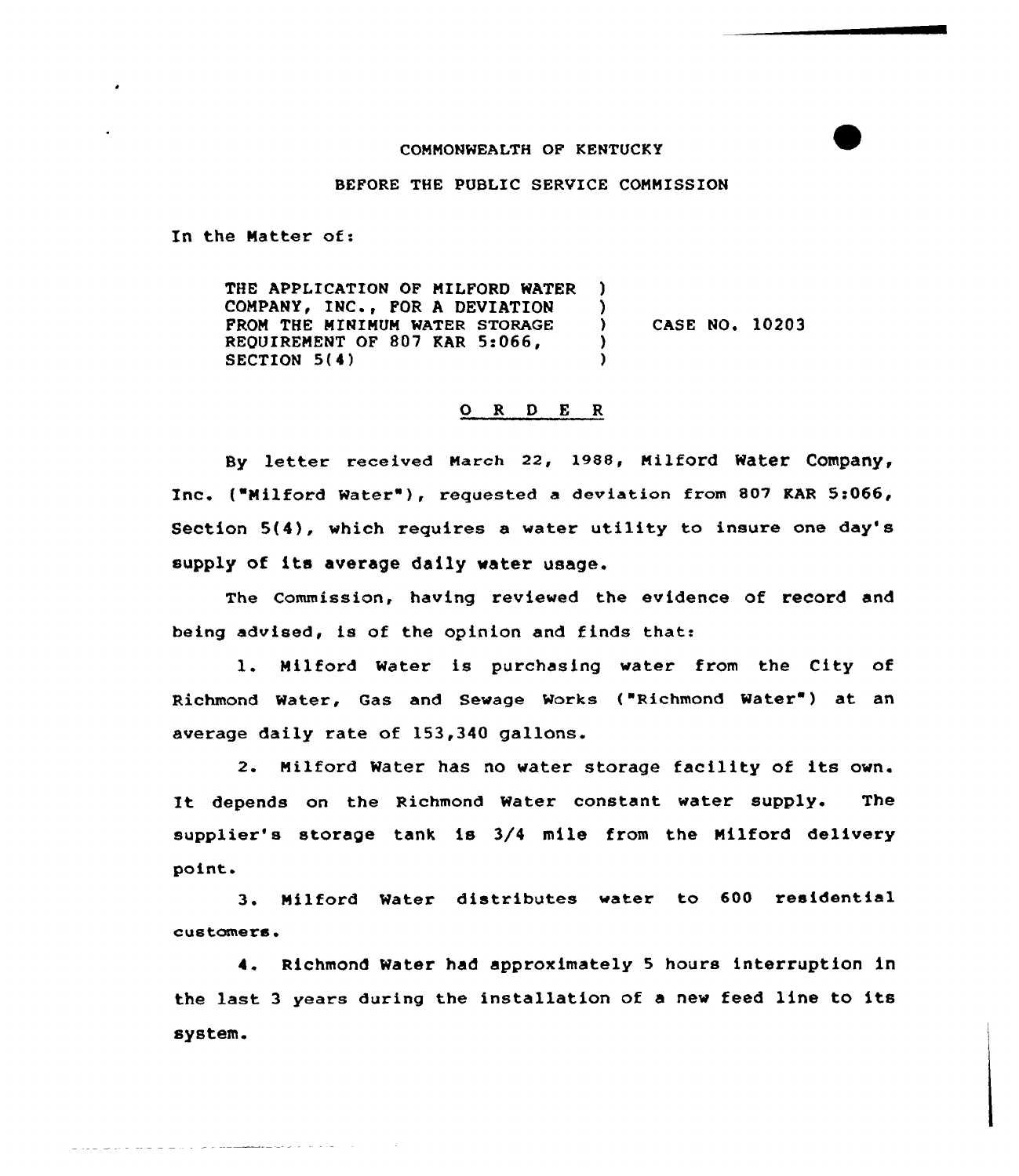COMMONWEALTH OF KENTUCKY

BEFORE THE PUBLIC SERVICE COMMISSION

In the Matter of:

THE APPLICATION OF MILFORD WATER COMPANY, INC., FOR A DEVIATION FROM THE MINIMUM WATER STORAGE REQUIREMENT OF 807 KAR 5:066, SECTION 5(4) ) CASE NO. 10203

O R D E R

By letter received March 22, 1988, Milford Water Company, Inc. ("Milford Water"), requested a deviation from 807 KAR 5:066, Section 5(4), which requires a water utility to insure one day's supply of its average daily water usage.

The Commission, having reviewed the evidence of record and being advised, is of the opinion and finds that:

1. Milford Water is purchasing water from the City of Richmond Water, Gas and Sewage Works ("Richmond Water") at an average daily rate of 153,340 gallons.

2. Milford Water has no water storage facility of its own. It depends on the Richmond Water constant water supply. The supplier's storage tank is 3/4 mile from the Milford delivery point.

3. Milford Water distributes water to 600 residential customers.

4. Richmond Water had approximately 5 hours interruption in the last 3 years during the installation of a new feed line to its system.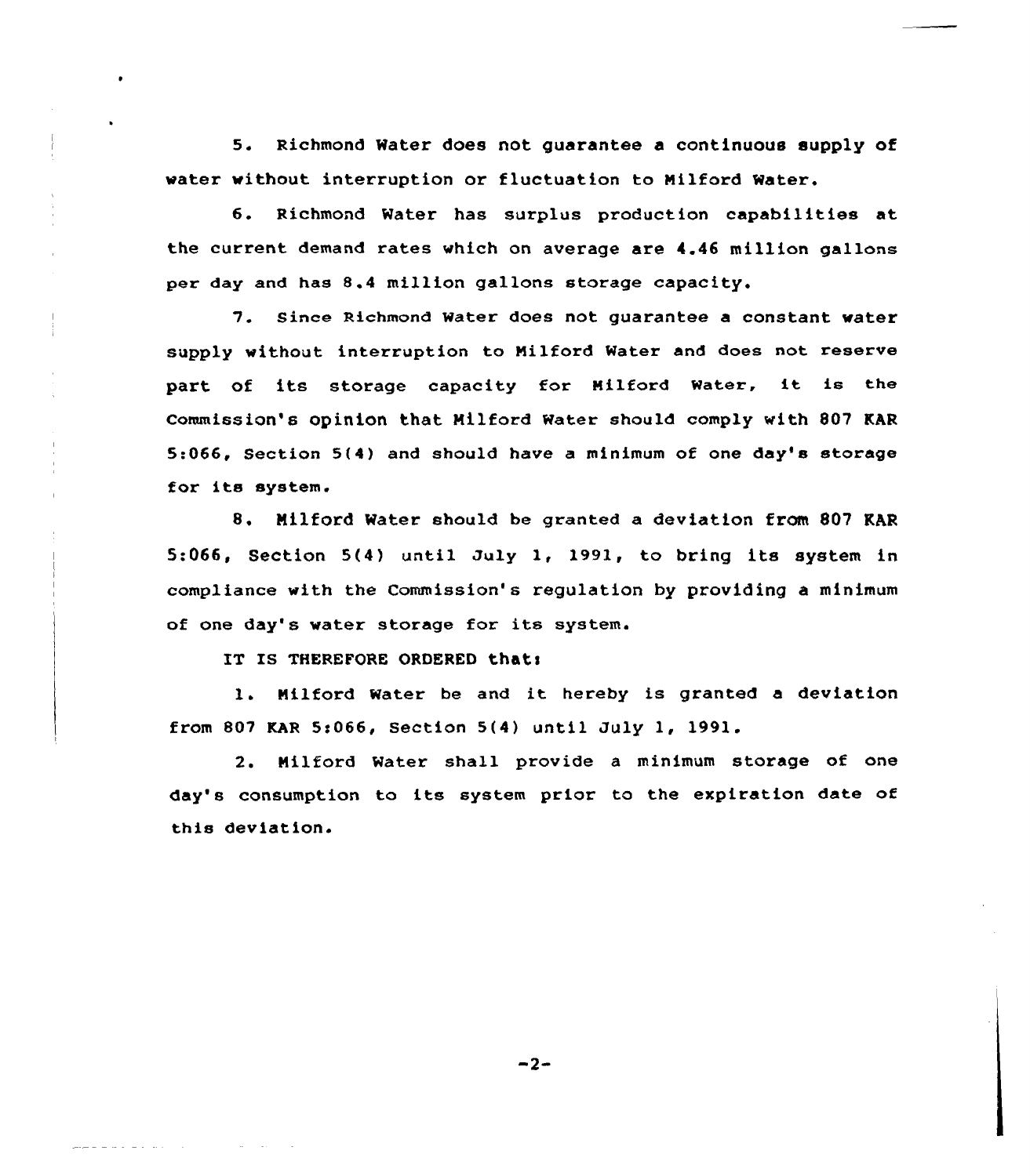5. Richmond Water does not guarantee a continuous supply of water without interruption or fluctuation to Milford Water.

6. Richmond Water has surplus production capabilities at the current demand rates which on average are 4.46 million gallons per day and has 8.4 million gallons storage capacity.

7. Since Richmond Water does not guarantee a constant water supply without interruption to Milford Water and does not reserve part of its storage capacity for Milford Water, it is the Commission's opinion that Milford Water should comply with 807 KAR 5:066, Section 5(4) and should have a minimum of one day's storage for its system.

8. Milford Water should be granted a deviation from 807 KAR 5:066, Section 5(4) until July 1, 1991, to bring its system in compliance with the Commission's regulation by providing a minimum of one day's water storage for its system.

IT IS THEREFORE ORDERED that:

1. Milford Water be and it hereby is granted a deviation from 807 KAR 5:066, Section 5(4) until July 1, 1991.

2. Milford Water shall provide a minimum storage of one day's consumption to its system prior to the expiration date of this deviation.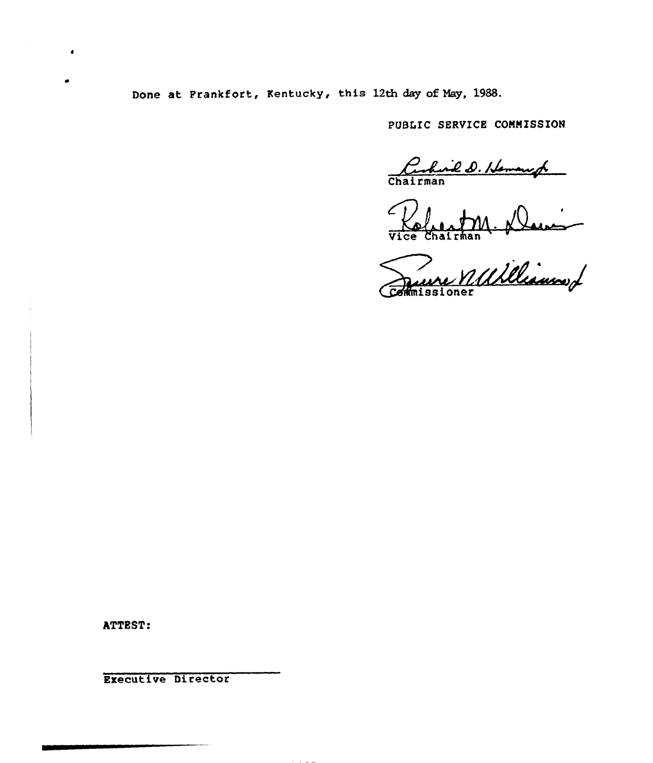Done at Frankfort, Kentucky, this 12th day of May, 1988.

PUBLIC SERVICE COMMISSION

Richard D. Heman Jr.
Chairman

Robert M. Davis
Vice Chairman

Commissioner

ATTEST:

Executive Director